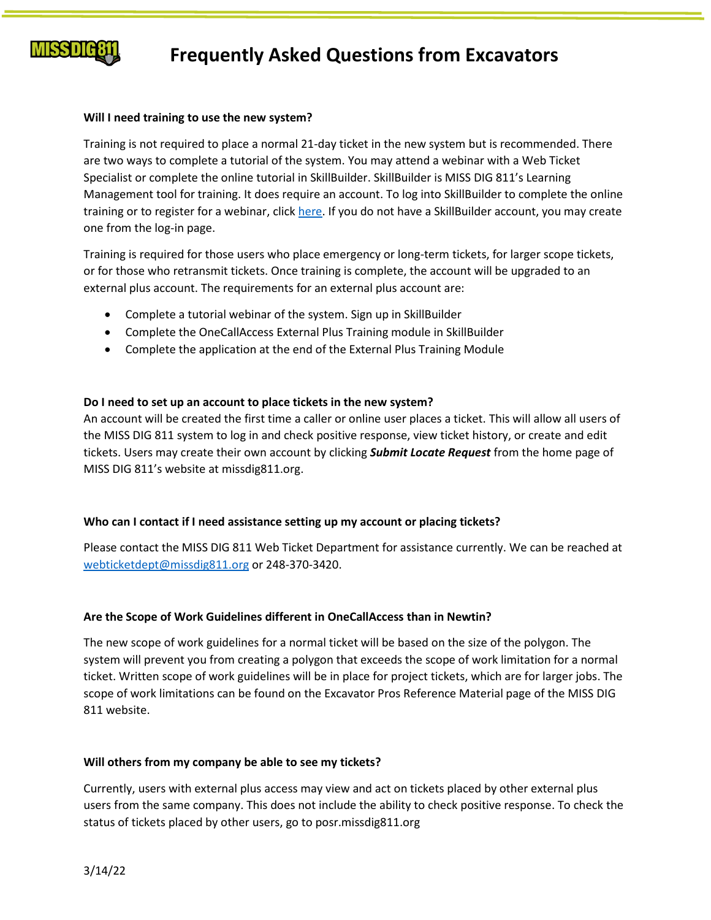# Frequently Asked Questions from Excavators

**Will I need training to use the new system?**

Training is not required to place a normal 21-day ticket in the new system but is recommended. There are two ways to complete a tutorial of the system. You may attend a webinar with a Web Ticket Specialist or complete the online tutorial in SkillBuilder. SkillBuilder is MISS DIG 811's Learning Management tool for training. It does require an account. To log into SkillBuilder to complete the online training or to register for a webinar, click here. If you do not have a SkillBuilder account, you may create one from the log-in page.

Training is required for those users who place emergency or long-term tickets, for larger scope tickets, or for those who retransmit tickets. Once training is complete, the account will be upgraded to an external plus account. The requirements for an external plus account are:

- Complete a tutorial webinar of the system. Sign up in SkillBuilder
- Complete the OneCallAccess External Plus Training module in SkillBuilder
- Complete the application at the end of the External Plus Training Module

**Do I need to set up an account to place tickets in the new system?**

An account will be created the first time a caller or online user places a ticket. This will allow all users of the MISS DIG 811 system to log in and check positive response, view ticket history, or create and edit tickets. Users may create their own account by clicking ***Submit Locate Request*** from the home page of MISS DIG 811's website at missdig811.org.

**Who can I contact if I need assistance setting up my account or placing tickets?**

Please contact the MISS DIG 811 Web Ticket Department for assistance currently. We can be reached at webticketdept@missdig811.org or 248-370-3420.

**Are the Scope of Work Guidelines different in OneCallAccess than in Newtin?**

The new scope of work guidelines for a normal ticket will be based on the size of the polygon. The system will prevent you from creating a polygon that exceeds the scope of work limitation for a normal ticket. Written scope of work guidelines will be in place for project tickets, which are for larger jobs. The scope of work limitations can be found on the Excavator Pros Reference Material page of the MISS DIG 811 website.

**Will others from my company be able to see my tickets?**

Currently, users with external plus access may view and act on tickets placed by other external plus users from the same company. This does not include the ability to check positive response. To check the status of tickets placed by other users, go to posr.missdig811.org

3/14/22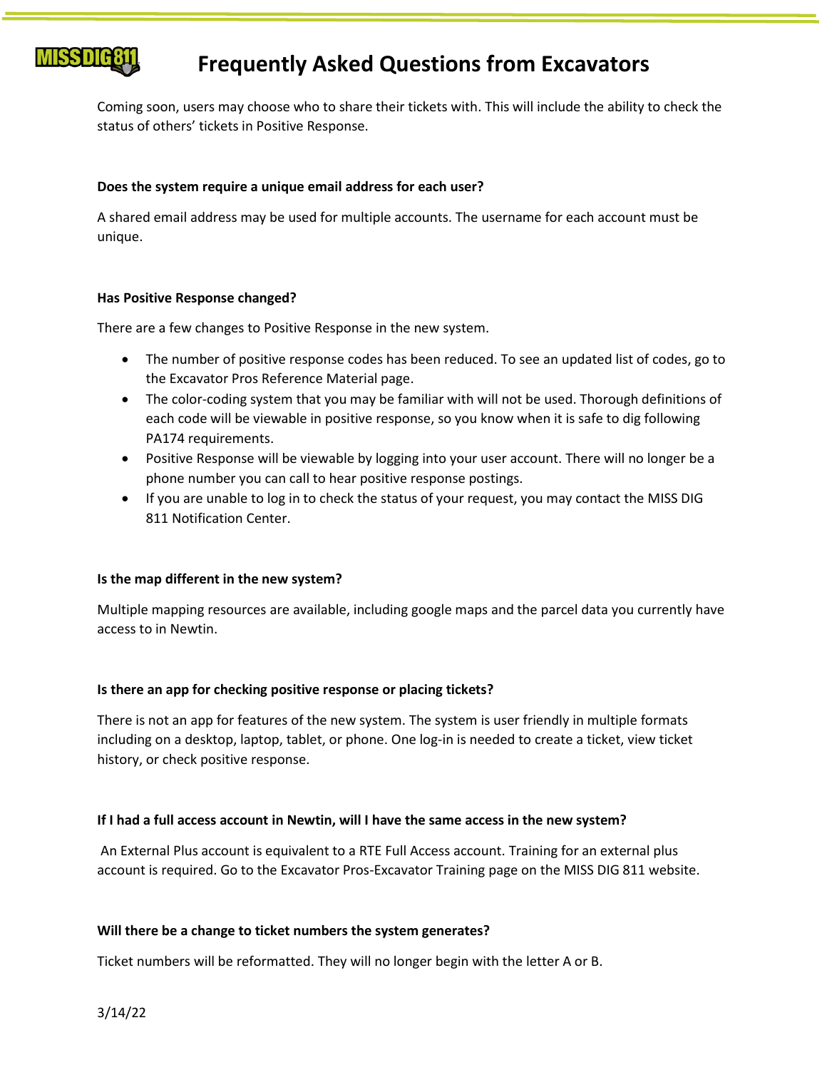Coming soon, users may choose who to share their tickets with. This will include the ability to check the status of others' tickets in Positive Response.

**Does the system require a unique email address for each user?**

A shared email address may be used for multiple accounts. The username for each account must be unique.

**Has Positive Response changed?**

There are a few changes to Positive Response in the new system.

- The number of positive response codes has been reduced. To see an updated list of codes, go to the Excavator Pros Reference Material page.
- The color-coding system that you may be familiar with will not be used. Thorough definitions of each code will be viewable in positive response, so you know when it is safe to dig following PA174 requirements.
- Positive Response will be viewable by logging into your user account. There will no longer be a phone number you can call to hear positive response postings.
- If you are unable to log in to check the status of your request, you may contact the MISS DIG 811 Notification Center.

**Is the map different in the new system?**

Multiple mapping resources are available, including google maps and the parcel data you currently have access to in Newtin.

**Is there an app for checking positive response or placing tickets?**

There is not an app for features of the new system. The system is user friendly in multiple formats including on a desktop, laptop, tablet, or phone. One log-in is needed to create a ticket, view ticket history, or check positive response.

**If I had a full access account in Newtin, will I have the same access in the new system?**

An External Plus account is equivalent to a RTE Full Access account. Training for an external plus account is required. Go to the Excavator Pros-Excavator Training page on the MISS DIG 811 website.

**Will there be a change to ticket numbers the system generates?**

Ticket numbers will be reformatted. They will no longer begin with the letter A or B.

3/14/22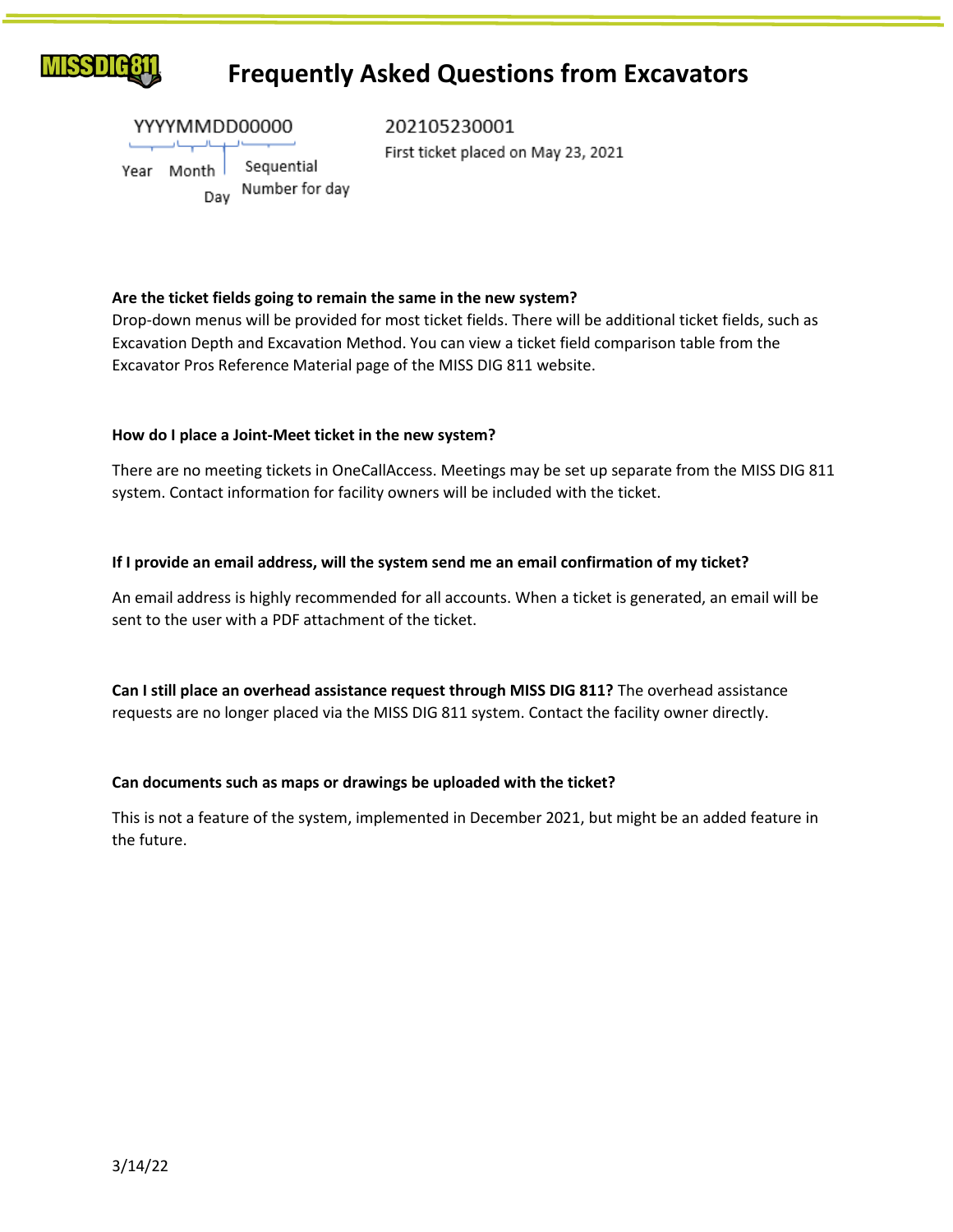# Frequently Asked Questions from Excavators

YYYYMMDD00000

Year Month Day Sequential Number for day

202105230001

First ticket placed on May 23, 2021

**Are the ticket fields going to remain the same in the new system?**

Drop-down menus will be provided for most ticket fields. There will be additional ticket fields, such as Excavation Depth and Excavation Method. You can view a ticket field comparison table from the Excavator Pros Reference Material page of the MISS DIG 811 website.

**How do I place a Joint-Meet ticket in the new system?**

There are no meeting tickets in OneCallAccess. Meetings may be set up separate from the MISS DIG 811 system. Contact information for facility owners will be included with the ticket.

**If I provide an email address, will the system send me an email confirmation of my ticket?**

An email address is highly recommended for all accounts. When a ticket is generated, an email will be sent to the user with a PDF attachment of the ticket.

**Can I still place an overhead assistance request through MISS DIG 811?** The overhead assistance requests are no longer placed via the MISS DIG 811 system. Contact the facility owner directly.

**Can documents such as maps or drawings be uploaded with the ticket?**

This is not a feature of the system, implemented in December 2021, but might be an added feature in the future.

3/14/22